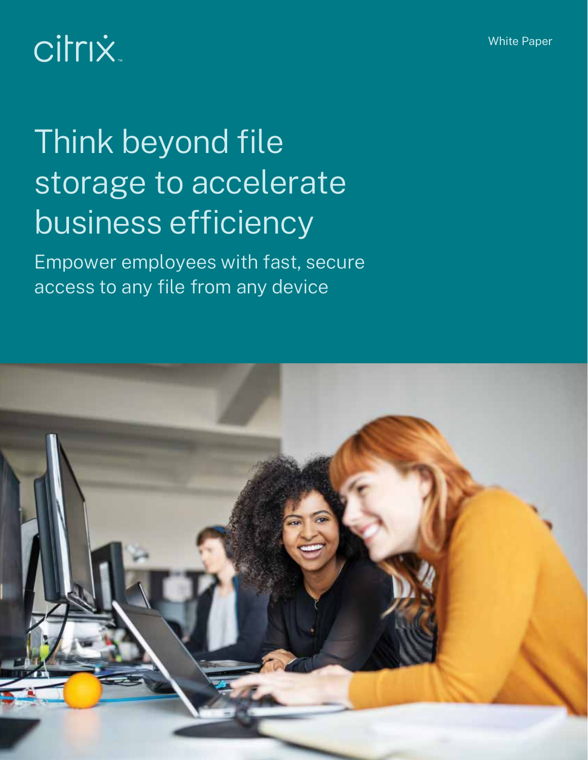citrix

White Paper

# Think beyond file storage to accelerate business efficiency

Empower employees with fast, secure access to any file from any device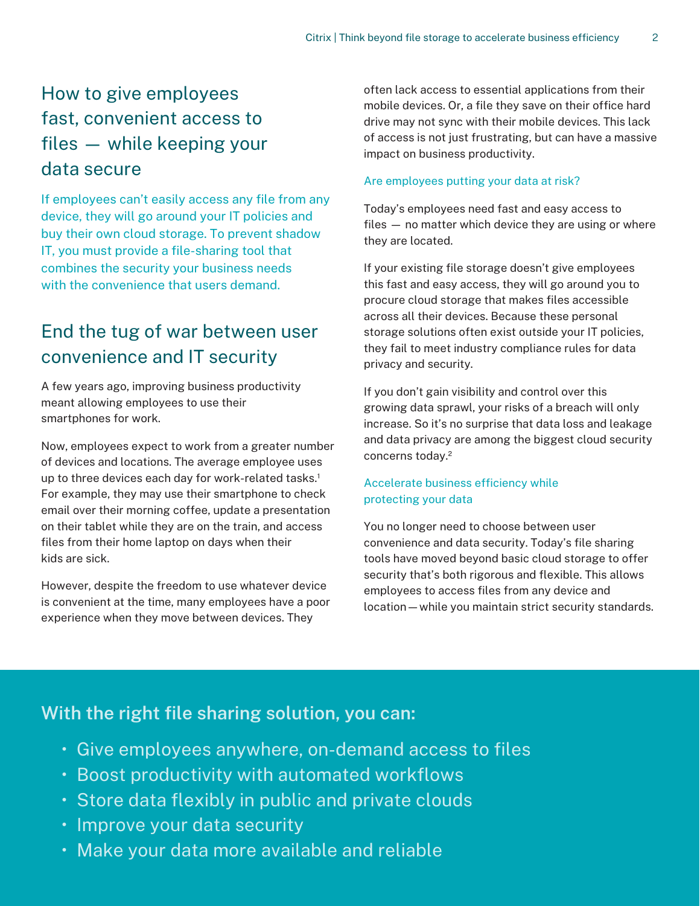## How to give employees fast, convenient access to files — while keeping your data secure

If employees can't easily access any file from any device, they will go around your IT policies and buy their own cloud storage. To prevent shadow IT, you must provide a file-sharing tool that combines the security your business needs with the convenience that users demand.

## End the tug of war between user convenience and IT security

A few years ago, improving business productivity meant allowing employees to use their smartphones for work.

Now, employees expect to work from a greater number of devices and locations. The average employee uses up to three devices each day for work-related tasks.[1] For example, they may use their smartphone to check email over their morning coffee, update a presentation on their tablet while they are on the train, and access files from their home laptop on days when their kids are sick.

However, despite the freedom to use whatever device is convenient at the time, many employees have a poor experience when they move between devices. They often lack access to essential applications from their mobile devices. Or, a file they save on their office hard drive may not sync with their mobile devices. This lack of access is not just frustrating, but can have a massive impact on business productivity.

### Are employees putting your data at risk?

Today's employees need fast and easy access to files — no matter which device they are using or where they are located.

If your existing file storage doesn't give employees this fast and easy access, they will go around you to procure cloud storage that makes files accessible across all their devices. Because these personal storage solutions often exist outside your IT policies, they fail to meet industry compliance rules for data privacy and security.

If you don't gain visibility and control over this growing data sprawl, your risks of a breach will only increase. So it's no surprise that data loss and leakage and data privacy are among the biggest cloud security concerns today.[2]

### Accelerate business efficiency while protecting your data

You no longer need to choose between user convenience and data security. Today's file sharing tools have moved beyond basic cloud storage to offer security that's both rigorous and flexible. This allows employees to access files from any device and location — while you maintain strict security standards.

## With the right file sharing solution, you can:

- Give employees anywhere, on-demand access to files
- Boost productivity with automated workflows
- Store data flexibly in public and private clouds
- Improve your data security
- Make your data more available and reliable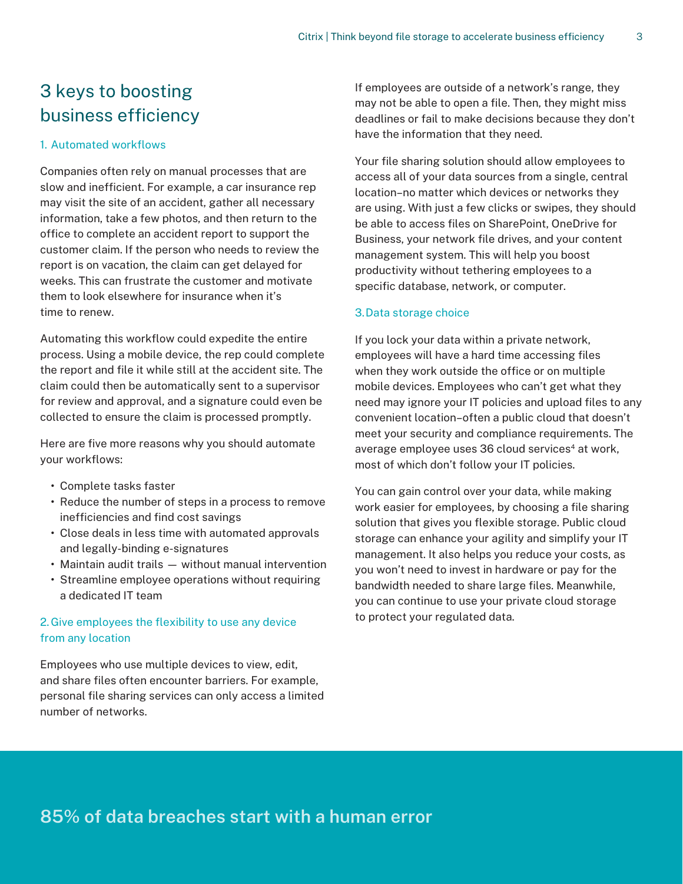## 3 keys to boosting business efficiency

### 1. Automated workflows

Companies often rely on manual processes that are slow and inefficient. For example, a car insurance rep may visit the site of an accident, gather all necessary information, take a few photos, and then return to the office to complete an accident report to support the customer claim. If the person who needs to review the report is on vacation, the claim can get delayed for weeks. This can frustrate the customer and motivate them to look elsewhere for insurance when it's time to renew.

Automating this workflow could expedite the entire process. Using a mobile device, the rep could complete the report and file it while still at the accident site. The claim could then be automatically sent to a supervisor for review and approval, and a signature could even be collected to ensure the claim is processed promptly.

Here are five more reasons why you should automate your workflows:

- Complete tasks faster
- Reduce the number of steps in a process to remove inefficiencies and find cost savings
- Close deals in less time with automated approvals and legally-binding e-signatures
- Maintain audit trails — without manual intervention
- Streamline employee operations without requiring a dedicated IT team

### 2. Give employees the flexibility to use any device from any location

Employees who use multiple devices to view, edit, and share files often encounter barriers. For example, personal file sharing services can only access a limited number of networks.

If employees are outside of a network's range, they may not be able to open a file. Then, they might miss deadlines or fail to make decisions because they don't have the information that they need.

Your file sharing solution should allow employees to access all of your data sources from a single, central location–no matter which devices or networks they are using. With just a few clicks or swipes, they should be able to access files on SharePoint, OneDrive for Business, your network file drives, and your content management system. This will help you boost productivity without tethering employees to a specific database, network, or computer.

### 3. Data storage choice

If you lock your data within a private network, employees will have a hard time accessing files when they work outside the office or on multiple mobile devices. Employees who can't get what they need may ignore your IT policies and upload files to any convenient location–often a public cloud that doesn't meet your security and compliance requirements. The average employee uses 36 cloud services[4] at work, most of which don't follow your IT policies.

You can gain control over your data, while making work easier for employees, by choosing a file sharing solution that gives you flexible storage. Public cloud storage can enhance your agility and simplify your IT management. It also helps you reduce your costs, as you won't need to invest in hardware or pay for the bandwidth needed to share large files. Meanwhile, you can continue to use your private cloud storage to protect your regulated data.

**85% of data breaches start with a human error**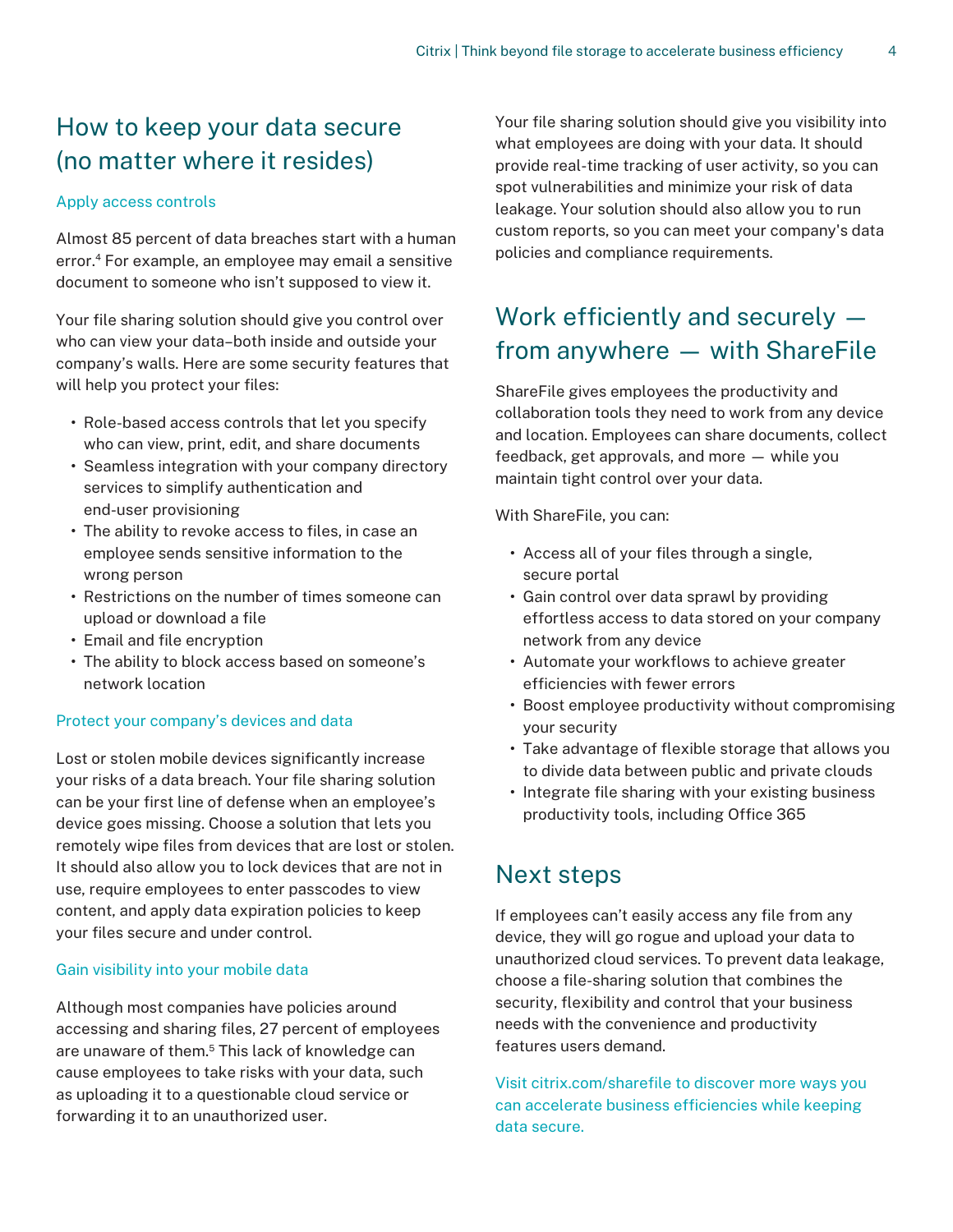## How to keep your data secure (no matter where it resides)

### Apply access controls

Almost 85 percent of data breaches start with a human error.[4] For example, an employee may email a sensitive document to someone who isn't supposed to view it.

Your file sharing solution should give you control over who can view your data–both inside and outside your company's walls. Here are some security features that will help you protect your files:

- Role-based access controls that let you specify who can view, print, edit, and share documents
- Seamless integration with your company directory services to simplify authentication and end-user provisioning
- The ability to revoke access to files, in case an employee sends sensitive information to the wrong person
- Restrictions on the number of times someone can upload or download a file
- Email and file encryption
- The ability to block access based on someone's network location

### Protect your company's devices and data

Lost or stolen mobile devices significantly increase your risks of a data breach. Your file sharing solution can be your first line of defense when an employee's device goes missing. Choose a solution that lets you remotely wipe files from devices that are lost or stolen. It should also allow you to lock devices that are not in use, require employees to enter passcodes to view content, and apply data expiration policies to keep your files secure and under control.

### Gain visibility into your mobile data

Although most companies have policies around accessing and sharing files, 27 percent of employees are unaware of them.[5] This lack of knowledge can cause employees to take risks with your data, such as uploading it to a questionable cloud service or forwarding it to an unauthorized user.

Your file sharing solution should give you visibility into what employees are doing with your data. It should provide real-time tracking of user activity, so you can spot vulnerabilities and minimize your risk of data leakage. Your solution should also allow you to run custom reports, so you can meet your company's data policies and compliance requirements.

## Work efficiently and securely — from anywhere — with ShareFile

ShareFile gives employees the productivity and collaboration tools they need to work from any device and location. Employees can share documents, collect feedback, get approvals, and more — while you maintain tight control over your data.

With ShareFile, you can:

- Access all of your files through a single, secure portal
- Gain control over data sprawl by providing effortless access to data stored on your company network from any device
- Automate your workflows to achieve greater efficiencies with fewer errors
- Boost employee productivity without compromising your security
- Take advantage of flexible storage that allows you to divide data between public and private clouds
- Integrate file sharing with your existing business productivity tools, including Office 365

## Next steps

If employees can't easily access any file from any device, they will go rogue and upload your data to unauthorized cloud services. To prevent data leakage, choose a file-sharing solution that combines the security, flexibility and control that your business needs with the convenience and productivity features users demand.

Visit citrix.com/sharefile to discover more ways you can accelerate business efficiencies while keeping data secure.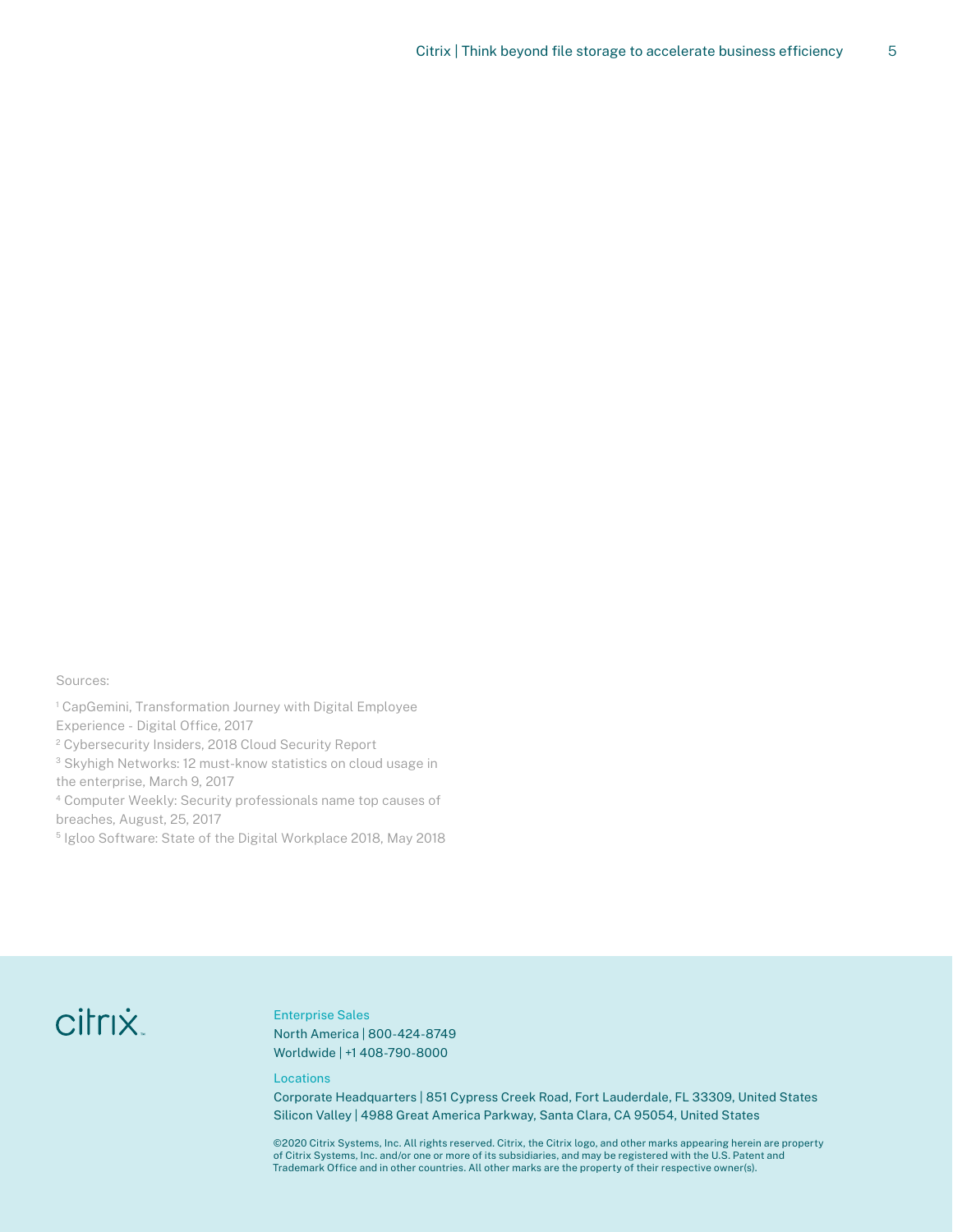Sources:

[1] CapGemini, Transformation Journey with Digital Employee Experience - Digital Office, 2017
[2] Cybersecurity Insiders, 2018 Cloud Security Report
[3] Skyhigh Networks: 12 must-know statistics on cloud usage in the enterprise, March 9, 2017
[4] Computer Weekly: Security professionals name top causes of breaches, August, 25, 2017
[5] Igloo Software: State of the Digital Workplace 2018, May 2018

citrix

Enterprise Sales
North America | 800-424-8749
Worldwide | +1 408-790-8000

Locations
Corporate Headquarters | 851 Cypress Creek Road, Fort Lauderdale, FL 33309, United States
Silicon Valley | 4988 Great America Parkway, Santa Clara, CA 95054, United States

©2020 Citrix Systems, Inc. All rights reserved. Citrix, the Citrix logo, and other marks appearing herein are property of Citrix Systems, Inc. and/or one or more of its subsidiaries, and may be registered with the U.S. Patent and Trademark Office and in other countries. All other marks are the property of their respective owner(s).